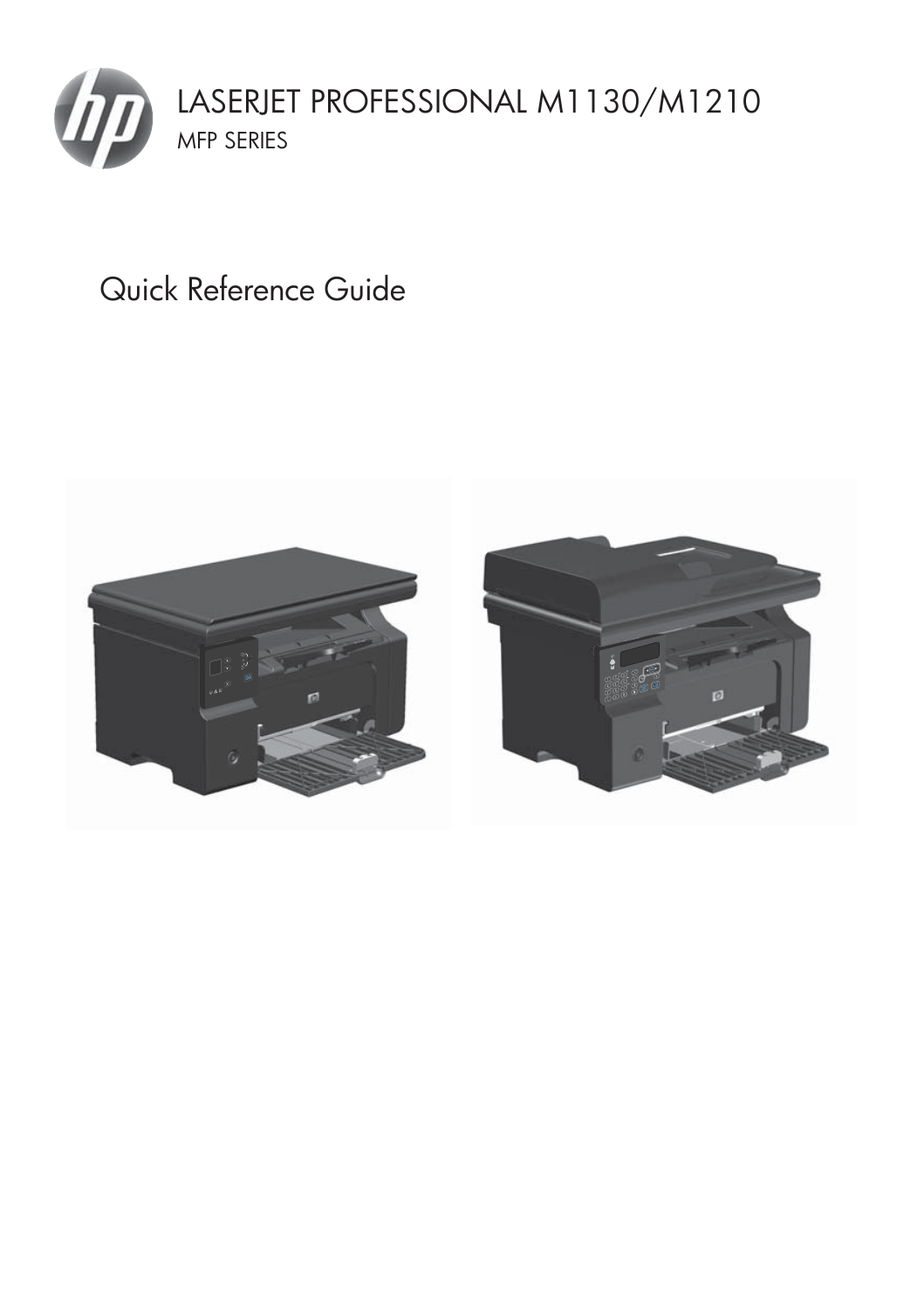# LASERJET PROFESSIONAL M1130/M1210

MFP SERIES

## Quick Reference Guide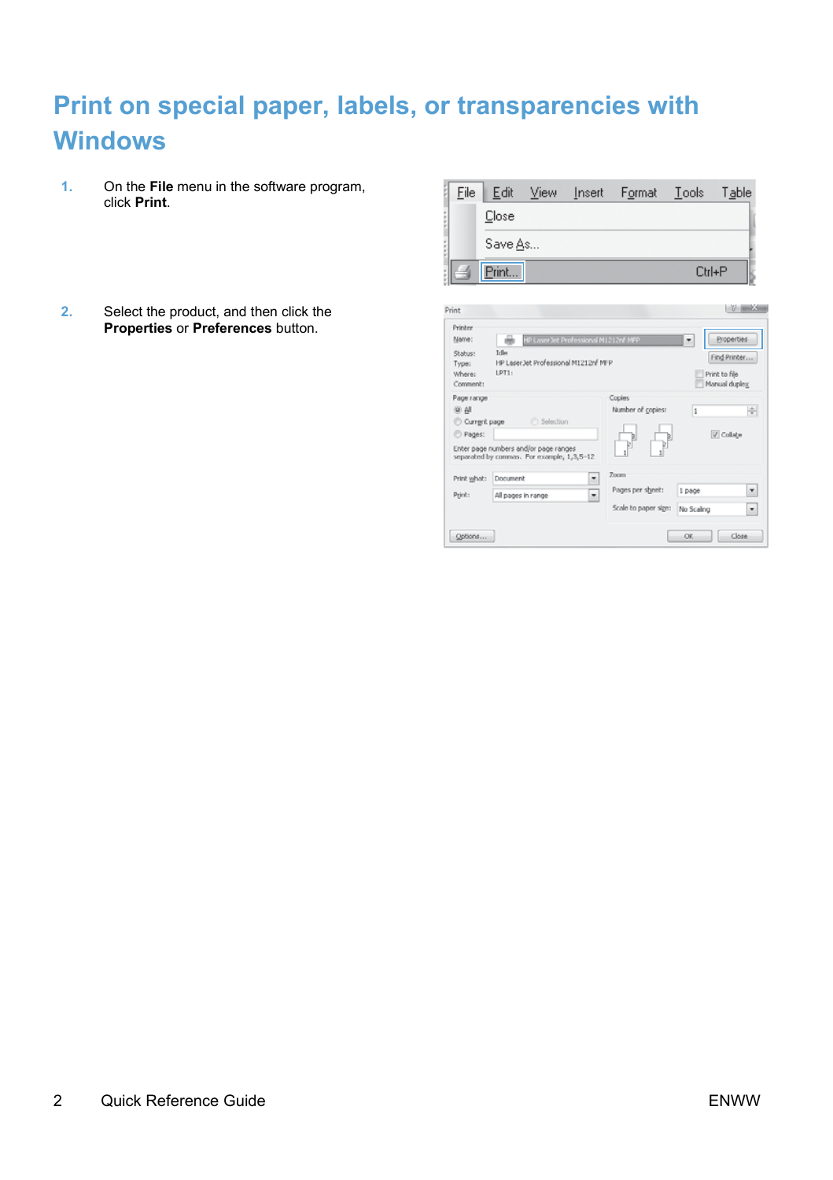# Print on special paper, labels, or transparencies with Windows

1. On the **File** menu in the software program, click **Print**.

2. Select the product, and then click the **Properties** or **Preferences** button.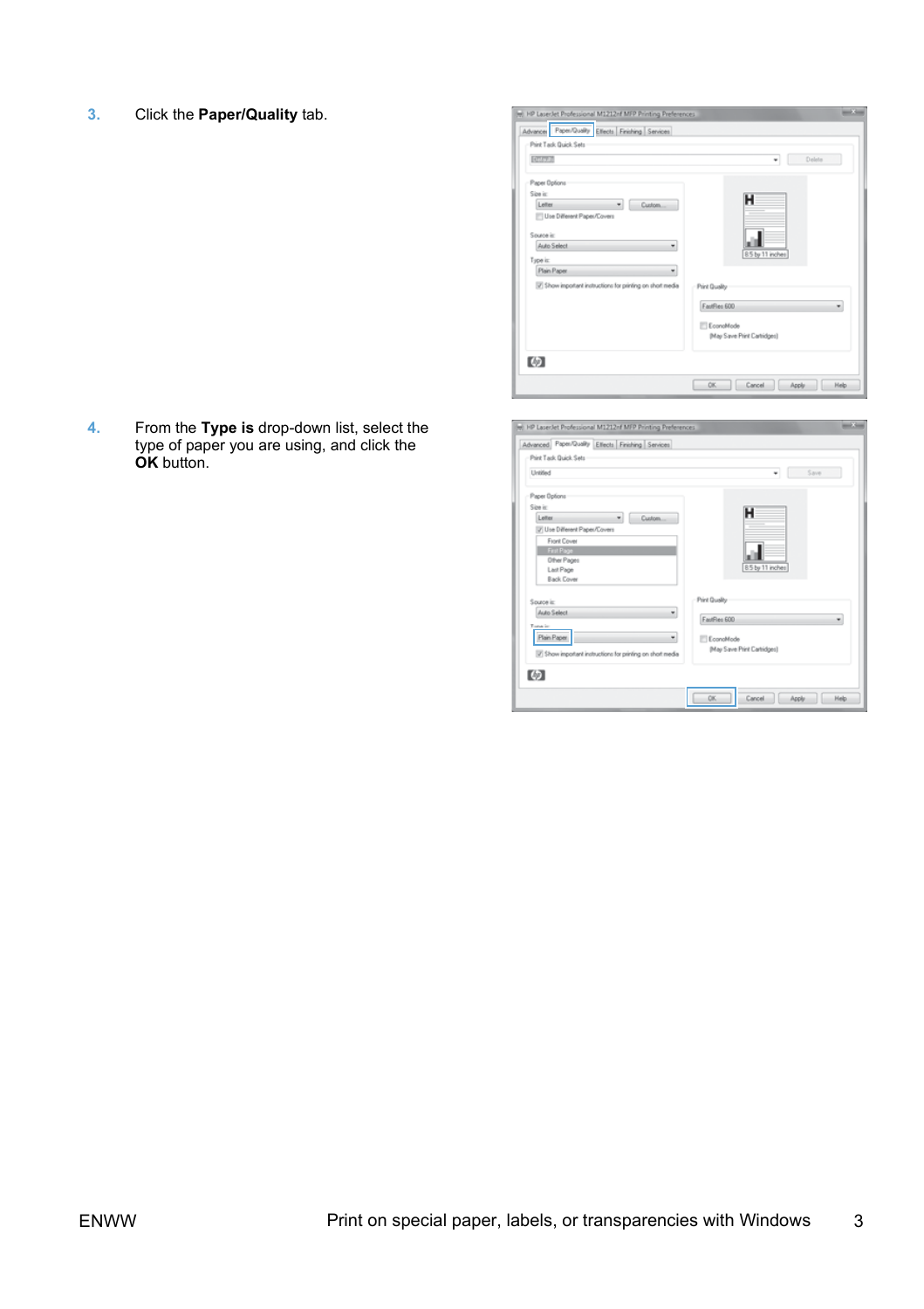3. Click the **Paper/Quality** tab.

4. From the **Type is** drop-down list, select the type of paper you are using, and click the **OK** button.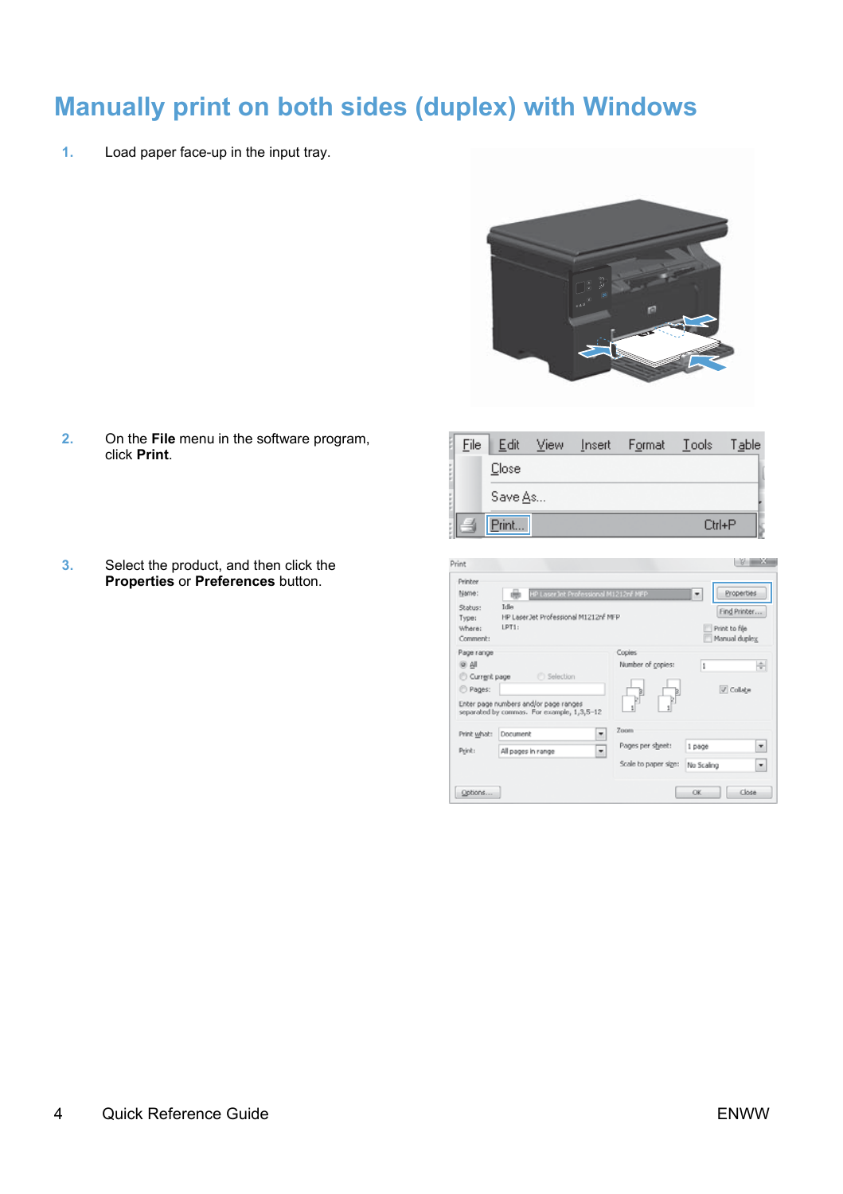# Manually print on both sides (duplex) with Windows

1. Load paper face-up in the input tray.

2. On the **File** menu in the software program, click **Print**.

3. Select the product, and then click the **Properties** or **Preferences** button.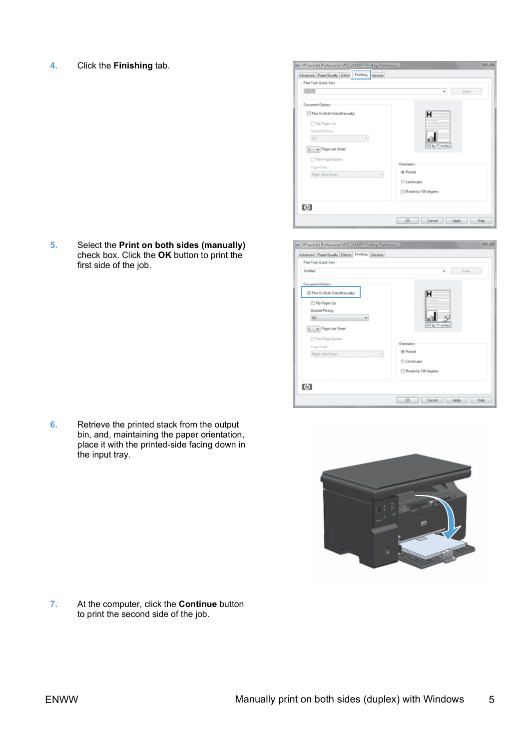4. Click the **Finishing** tab.

5. Select the **Print on both sides (manually)** check box. Click the **OK** button to print the first side of the job.

6. Retrieve the printed stack from the output bin, and, maintaining the paper orientation, place it with the printed-side facing down in the input tray.

7. At the computer, click the **Continue** button to print the second side of the job.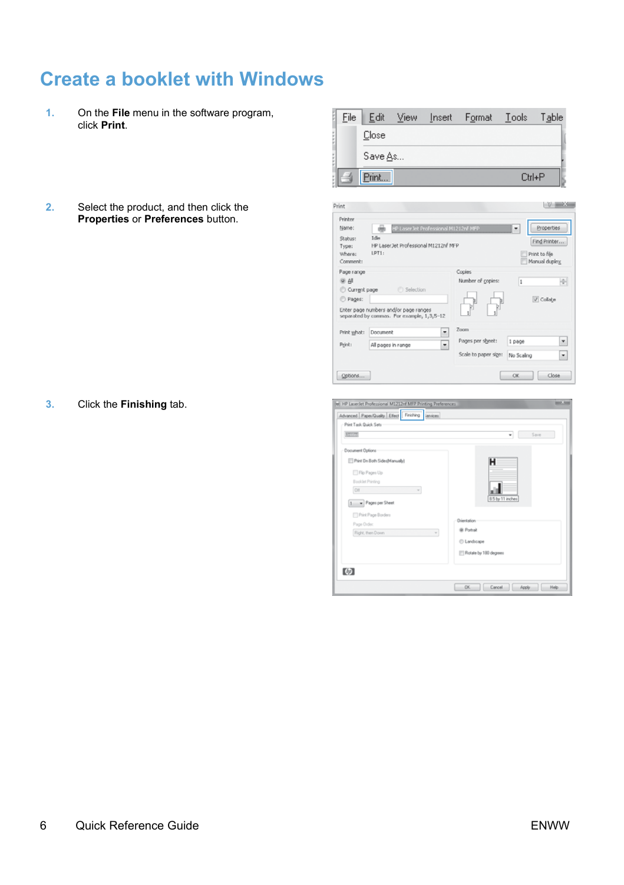# Create a booklet with Windows

1. On the **File** menu in the software program, click **Print**.

2. Select the product, and then click the **Properties** or **Preferences** button.

3. Click the **Finishing** tab.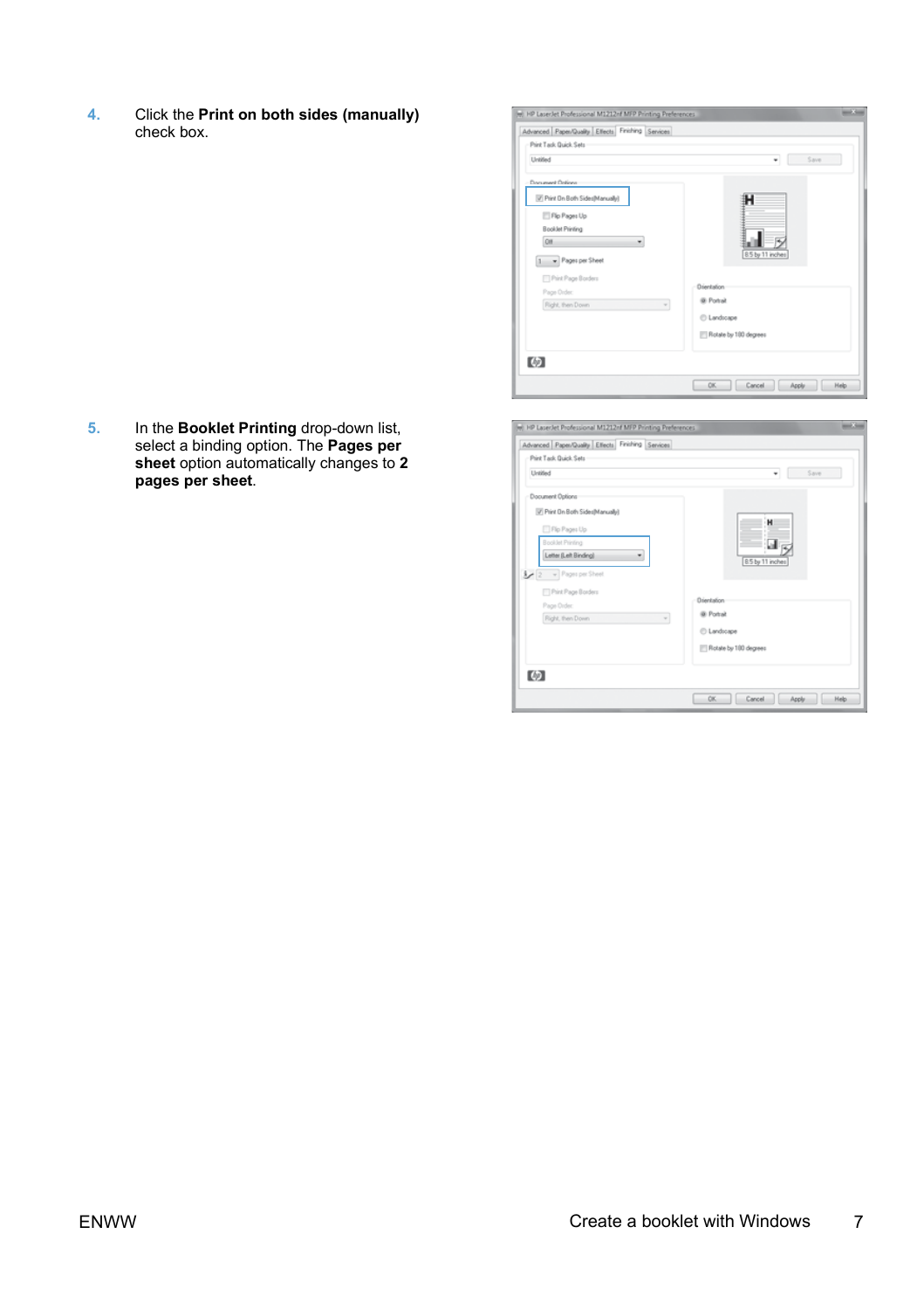4. Click the **Print on both sides (manually)** check box.

5. In the **Booklet Printing** drop-down list, select a binding option. The **Pages per sheet** option automatically changes to **2 pages per sheet**.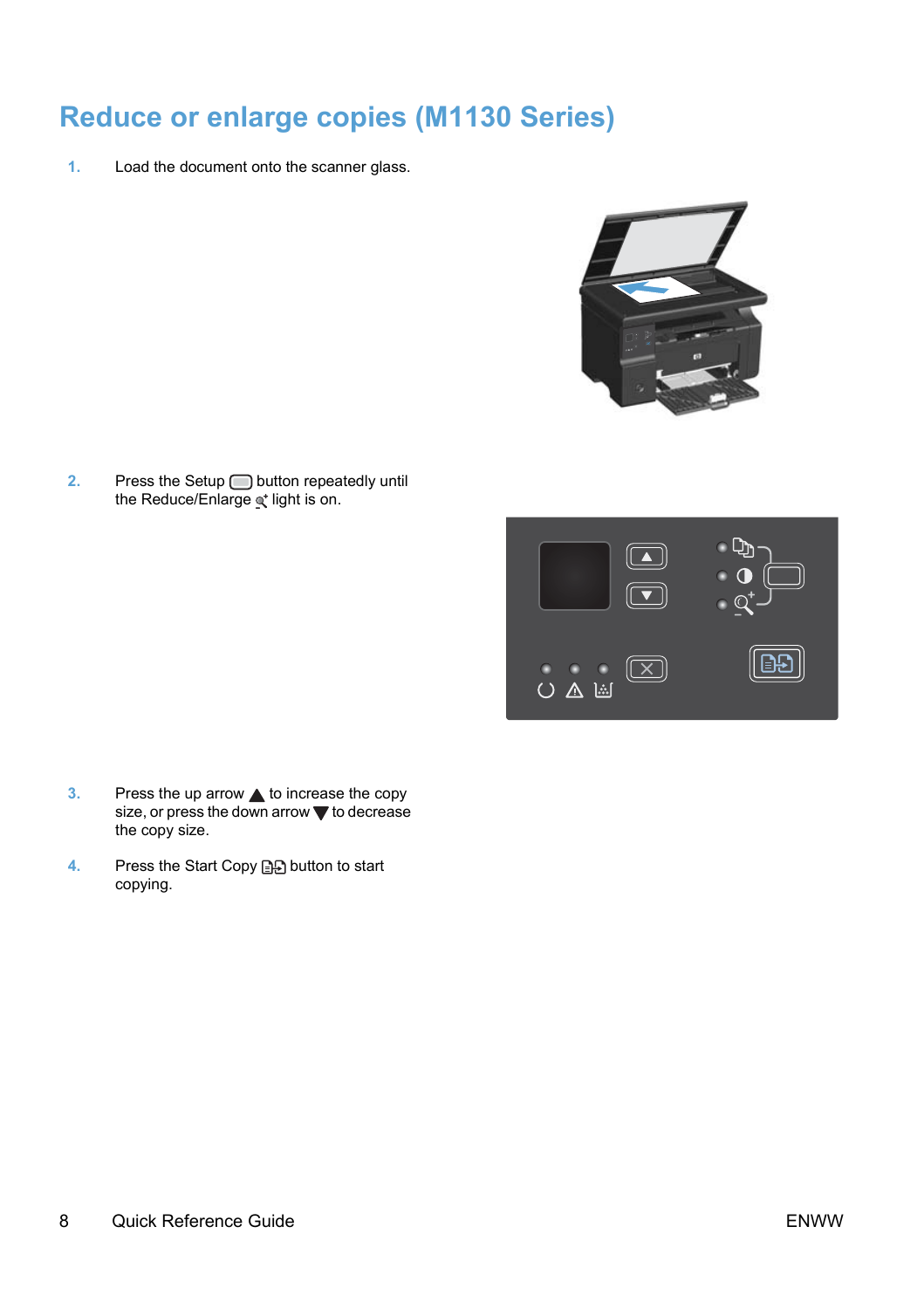# Reduce or enlarge copies (M1130 Series)

1. Load the document onto the scanner glass.

2. Press the Setup button repeatedly until the Reduce/Enlarge light is on.

3. Press the up arrow ▲ to increase the copy size, or press the down arrow ▼ to decrease the copy size.

4. Press the Start Copy button to start copying.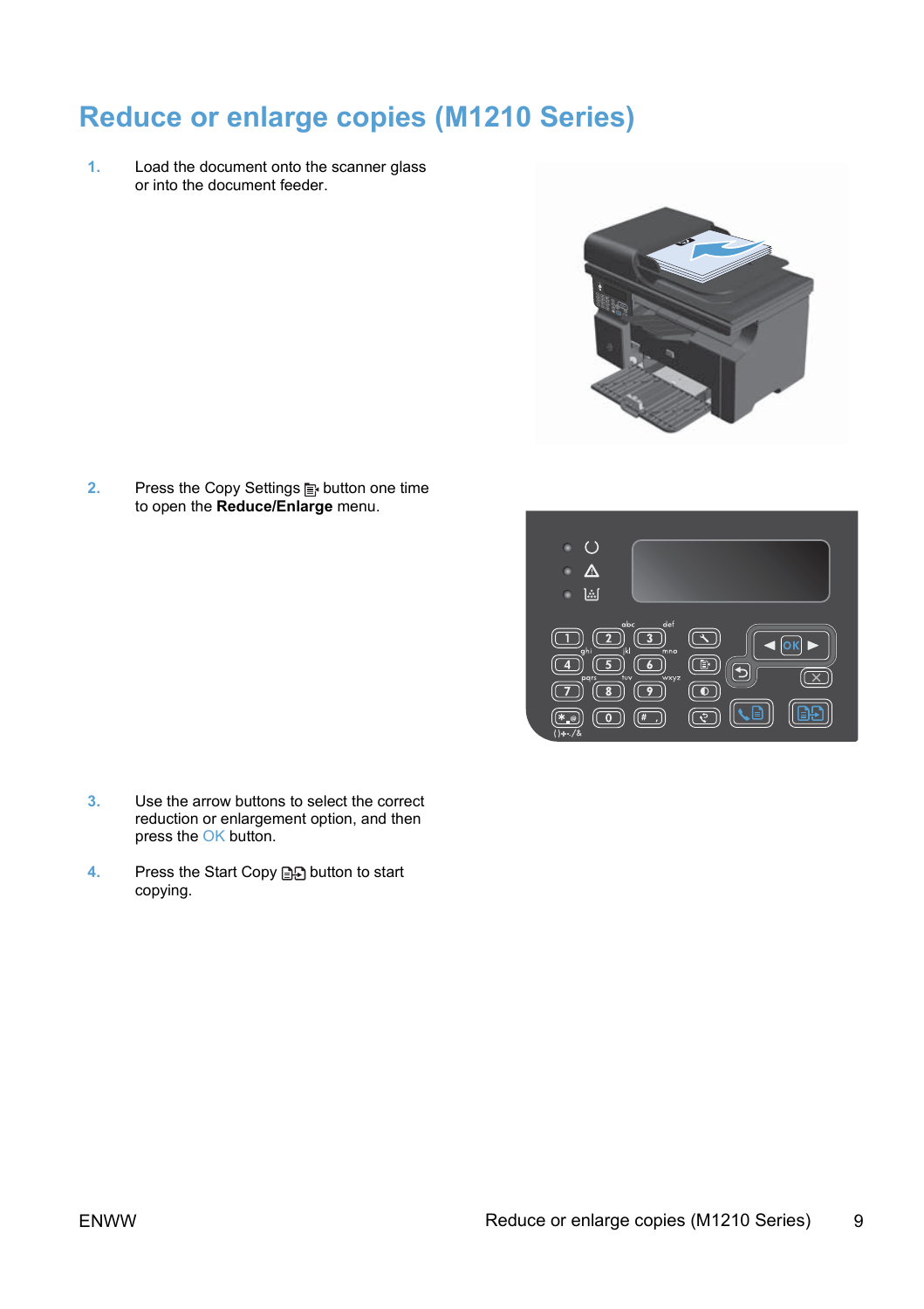# Reduce or enlarge copies (M1210 Series)

1. Load the document onto the scanner glass or into the document feeder.

2. Press the Copy Settings button one time to open the **Reduce/Enlarge** menu.

3. Use the arrow buttons to select the correct reduction or enlargement option, and then press the OK button.

4. Press the Start Copy button to start copying.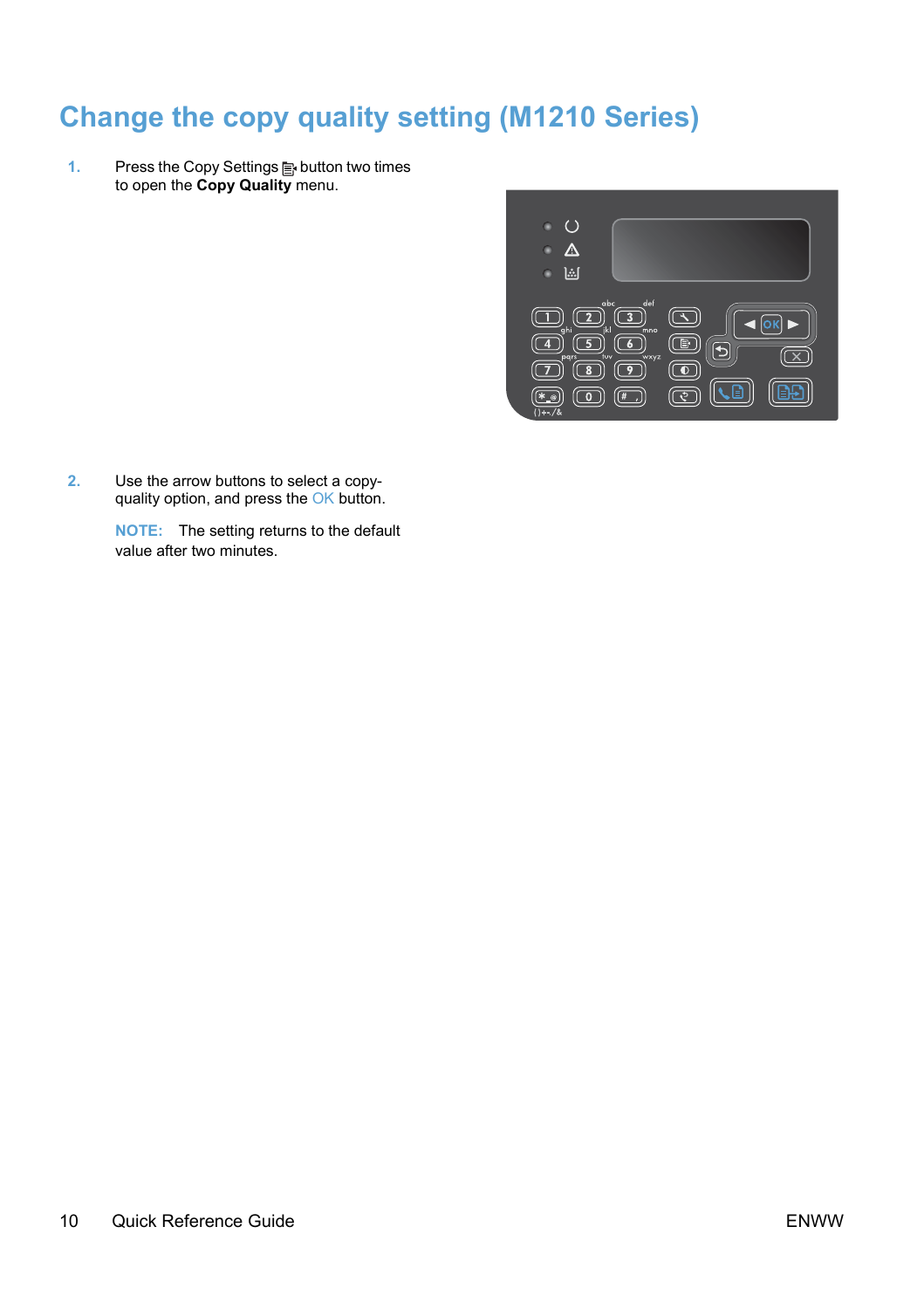# Change the copy quality setting (M1210 Series)

1. Press the Copy Settings button two times to open the **Copy Quality** menu.

2. Use the arrow buttons to select a copy-quality option, and press the OK button.

   **NOTE:** The setting returns to the default value after two minutes.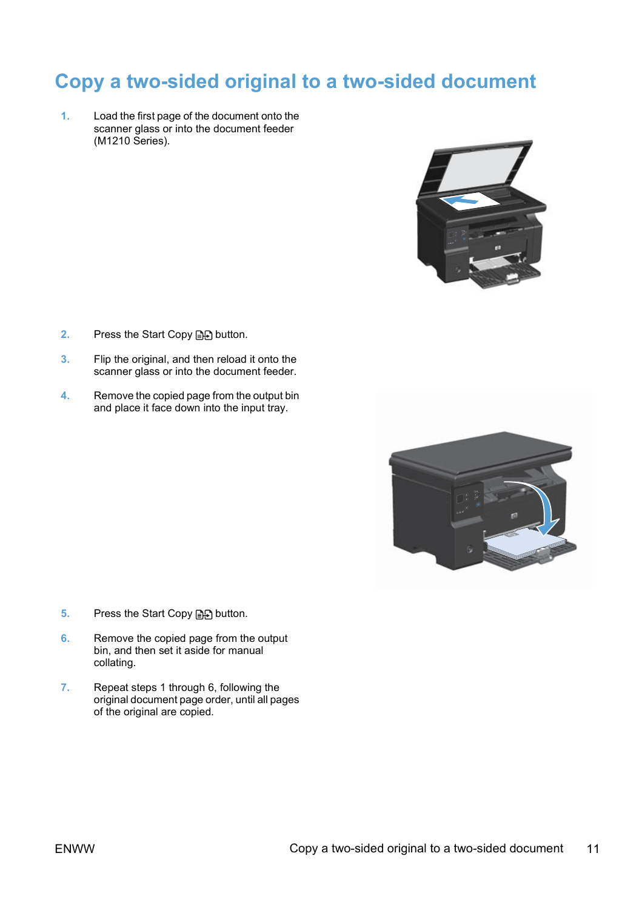# Copy a two-sided original to a two-sided document

1. Load the first page of the document onto the scanner glass or into the document feeder (M1210 Series).

2. Press the Start Copy button.

3. Flip the original, and then reload it onto the scanner glass or into the document feeder.

4. Remove the copied page from the output bin and place it face down into the input tray.

5. Press the Start Copy button.

6. Remove the copied page from the output bin, and then set it aside for manual collating.

7. Repeat steps 1 through 6, following the original document page order, until all pages of the original are copied.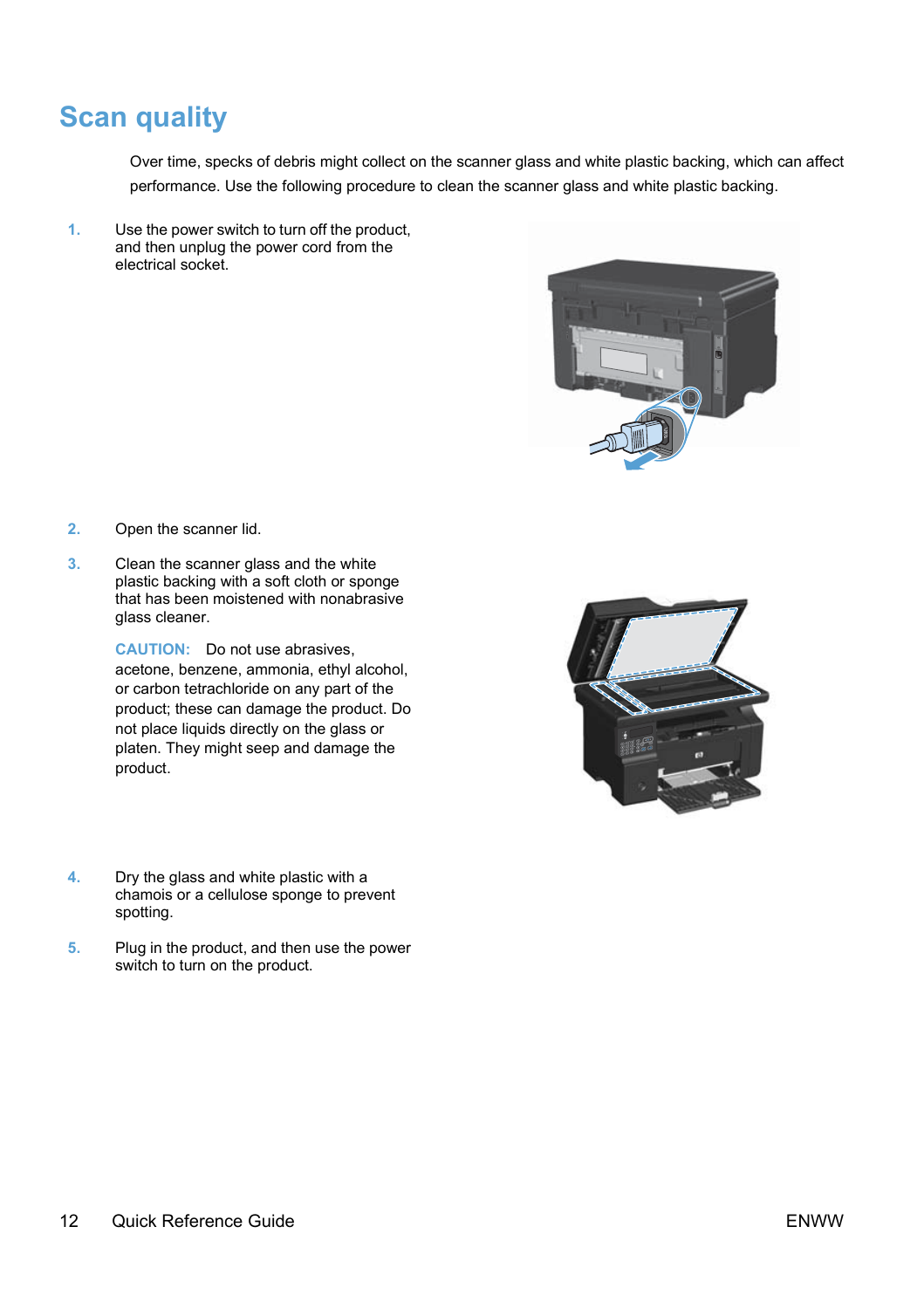# Scan quality

Over time, specks of debris might collect on the scanner glass and white plastic backing, which can affect performance. Use the following procedure to clean the scanner glass and white plastic backing.

1. Use the power switch to turn off the product, and then unplug the power cord from the electrical socket.

2. Open the scanner lid.

3. Clean the scanner glass and the white plastic backing with a soft cloth or sponge that has been moistened with nonabrasive glass cleaner.

   **CAUTION:** Do not use abrasives, acetone, benzene, ammonia, ethyl alcohol, or carbon tetrachloride on any part of the product; these can damage the product. Do not place liquids directly on the glass or platen. They might seep and damage the product.

4. Dry the glass and white plastic with a chamois or a cellulose sponge to prevent spotting.

5. Plug in the product, and then use the power switch to turn on the product.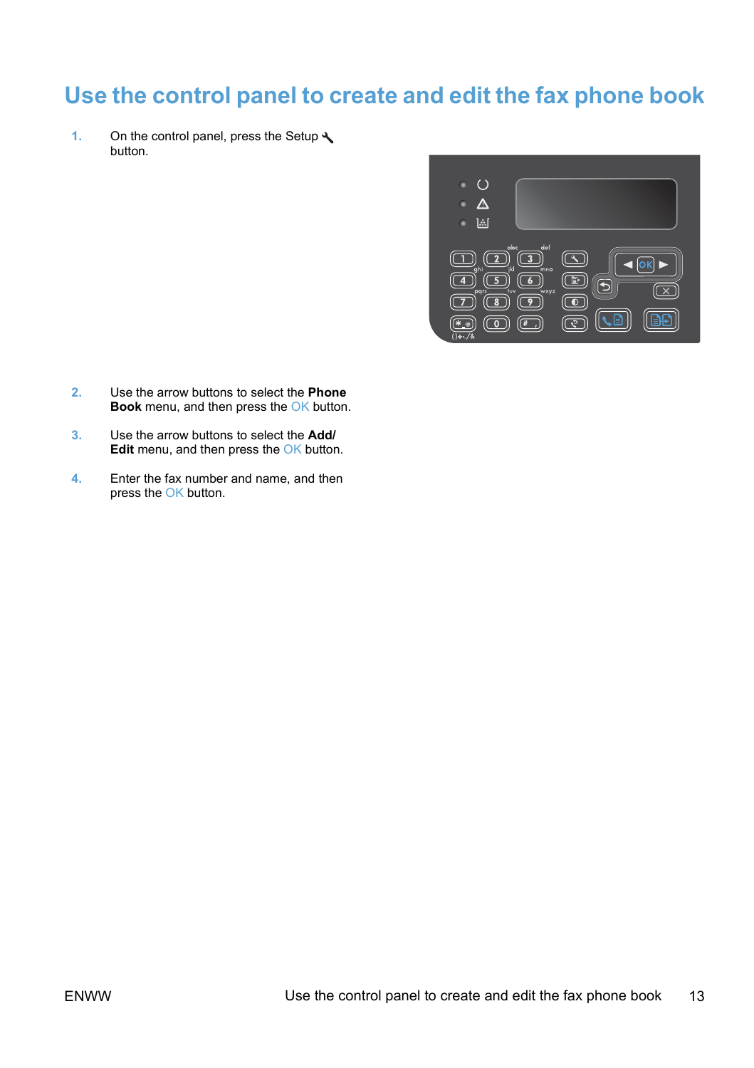# Use the control panel to create and edit the fax phone book

1. On the control panel, press the Setup button.

2. Use the arrow buttons to select the **Phone Book** menu, and then press the OK button.

3. Use the arrow buttons to select the **Add/ Edit** menu, and then press the OK button.

4. Enter the fax number and name, and then press the OK button.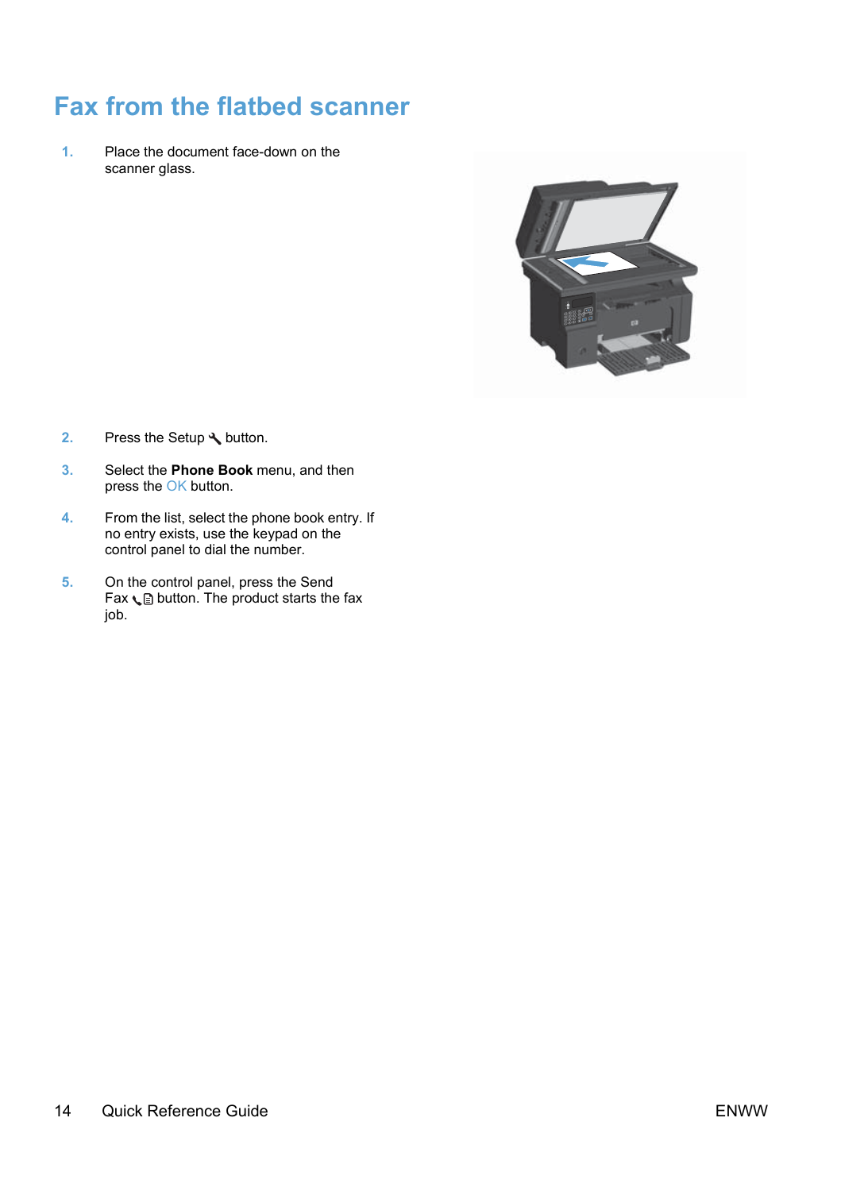# Fax from the flatbed scanner

1. Place the document face-down on the scanner glass.

2. Press the Setup button.

3. Select the **Phone Book** menu, and then press the OK button.

4. From the list, select the phone book entry. If no entry exists, use the keypad on the control panel to dial the number.

5. On the control panel, press the Send Fax button. The product starts the fax job.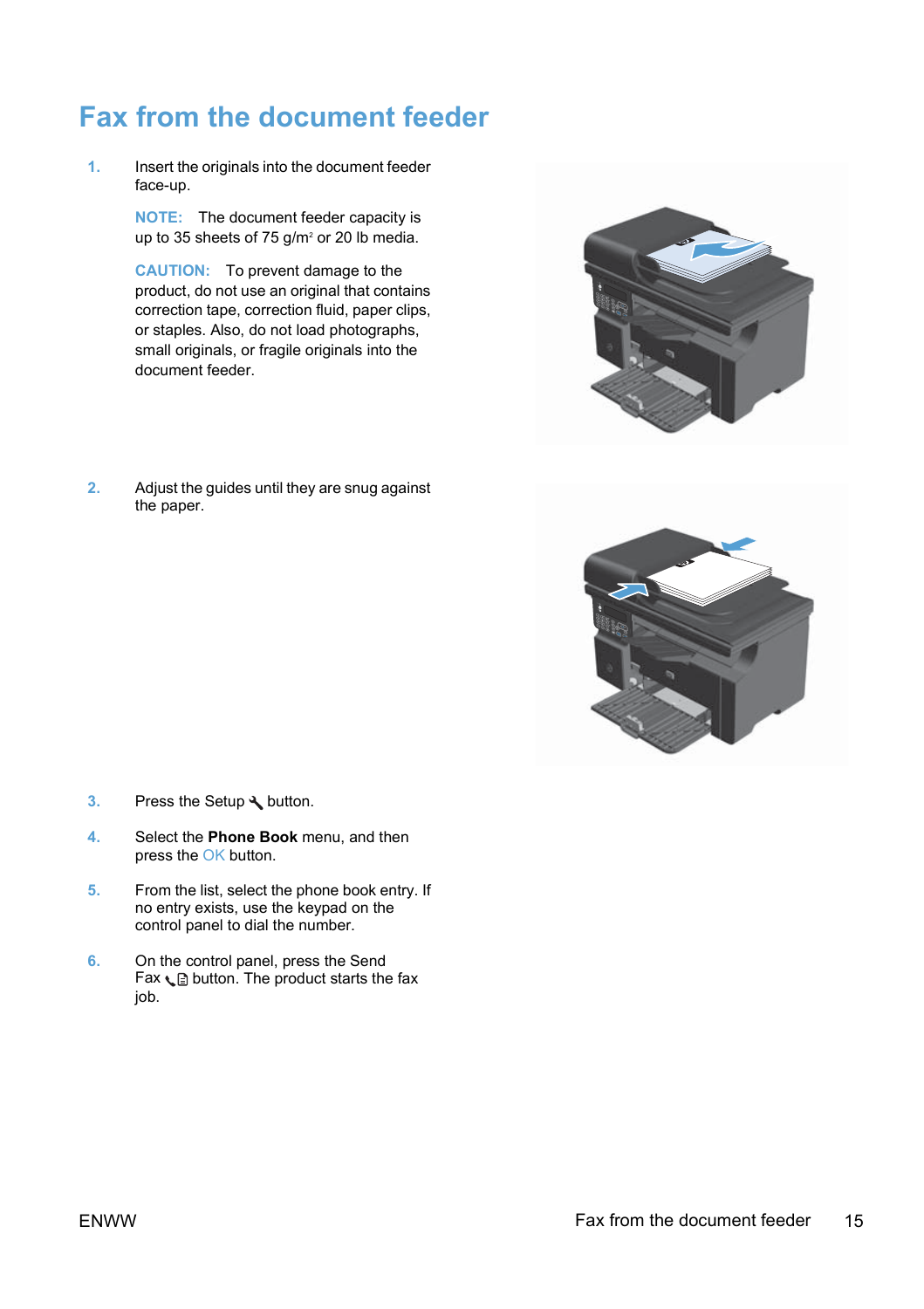# Fax from the document feeder

1. Insert the originals into the document feeder face-up.

   **NOTE:** The document feeder capacity is up to 35 sheets of 75 $g/m^2$ or 20 lb media.

   **CAUTION:** To prevent damage to the product, do not use an original that contains correction tape, correction fluid, paper clips, or staples. Also, do not load photographs, small originals, or fragile originals into the document feeder.

2. Adjust the guides until they are snug against the paper.

3. Press the Setup 🔧 button.

4. Select the **Phone Book** menu, and then press the OK button.

5. From the list, select the phone book entry. If no entry exists, use the keypad on the control panel to dial the number.

6. On the control panel, press the Send Fax button. The product starts the fax job.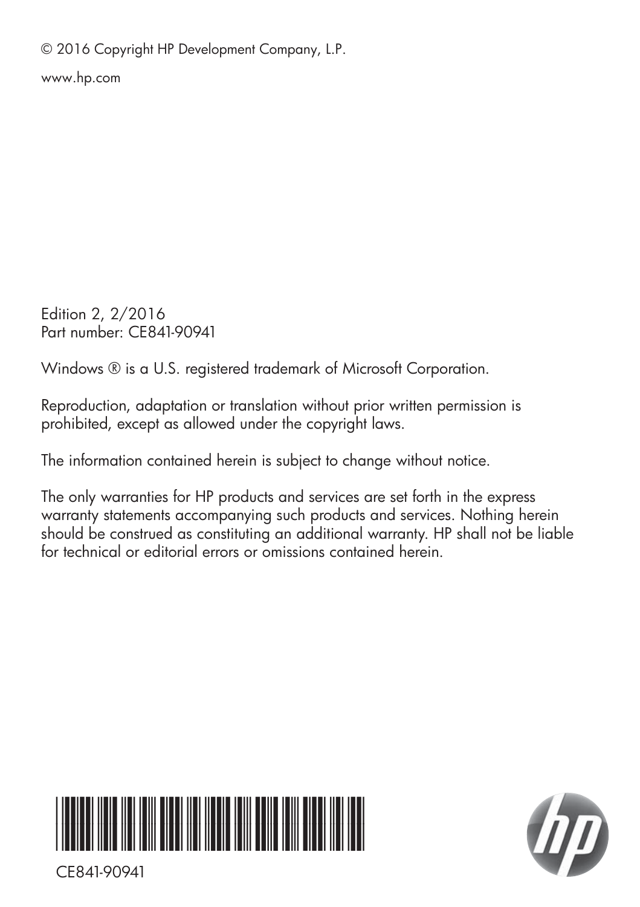© 2016 Copyright HP Development Company, L.P.

www.hp.com

Edition 2, 2/2016
Part number: CE841-90941

Windows ® is a U.S. registered trademark of Microsoft Corporation.

Reproduction, adaptation or translation without prior written permission is prohibited, except as allowed under the copyright laws.

The information contained herein is subject to change without notice.

The only warranties for HP products and services are set forth in the express warranty statements accompanying such products and services. Nothing herein should be construed as constituting an additional warranty. HP shall not be liable for technical or editorial errors or omissions contained herein.

CE841-90941